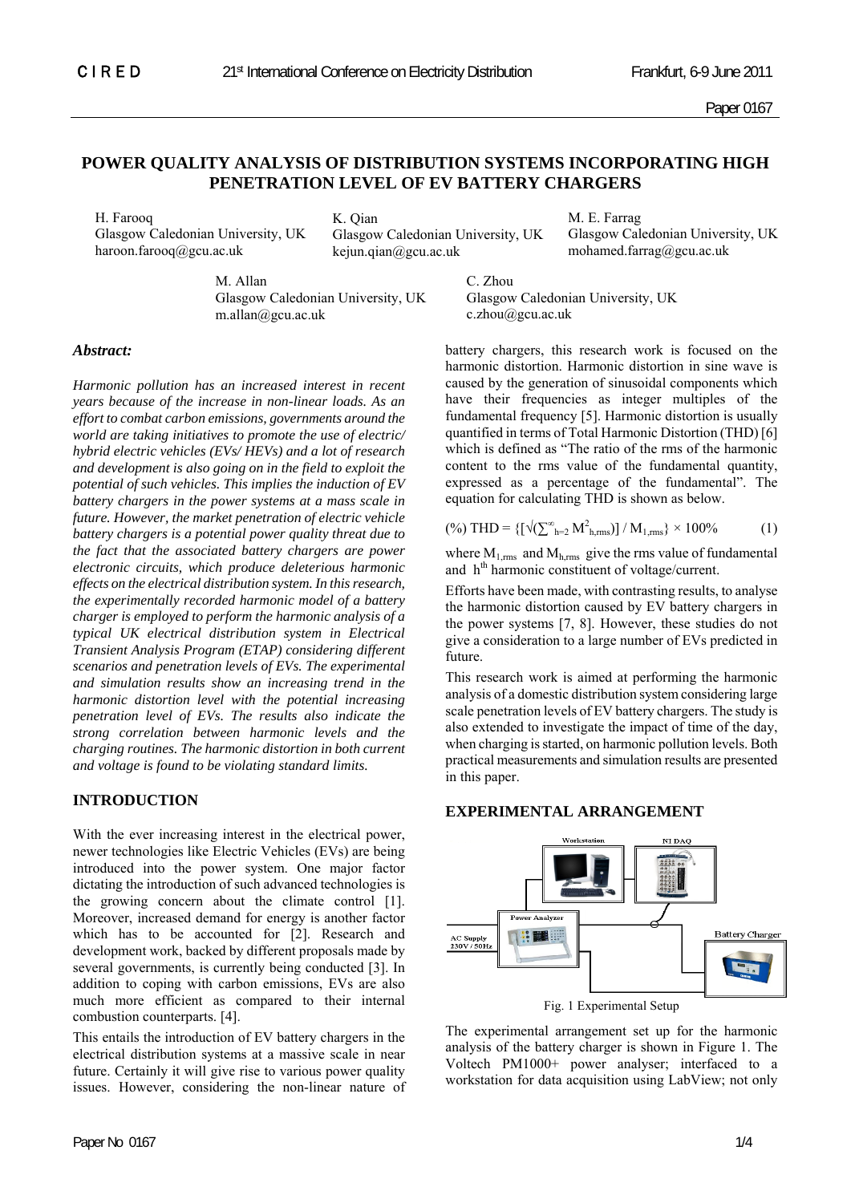# POWER QUALITY ANALYSIS OF DISTRIBUTION SYSTEMS INCORPORATING HIGH PENETRATION LEVEL OF EV BATTERY CHARGERS

H. Farooq
Glasgow Caledonian University, UK
haroon.farooq@gcu.ac.uk

K. Qian
Glasgow Caledonian University, UK
kejun.qian@gcu.ac.uk

M. E. Farrag
Glasgow Caledonian University, UK
mohamed.farrag@gcu.ac.uk

M. Allan
Glasgow Caledonian University, UK
m.allan@gcu.ac.uk

C. Zhou
Glasgow Caledonian University, UK
c.zhou@gcu.ac.uk

### *Abstract:*

*Harmonic pollution has an increased interest in recent years because of the increase in non-linear loads. As an effort to combat carbon emissions, governments around the world are taking initiatives to promote the use of electric/ hybrid electric vehicles (EVs/ HEVs) and a lot of research and development is also going on in the field to exploit the potential of such vehicles. This implies the induction of EV battery chargers in the power systems at a mass scale in future. However, the market penetration of electric vehicle battery chargers is a potential power quality threat due to the fact that the associated battery chargers are power electronic circuits, which produce deleterious harmonic effects on the electrical distribution system. In this research, the experimentally recorded harmonic model of a battery charger is employed to perform the harmonic analysis of a typical UK electrical distribution system in Electrical Transient Analysis Program (ETAP) considering different scenarios and penetration levels of EVs. The experimental and simulation results show an increasing trend in the harmonic distortion level with the potential increasing penetration level of EVs. The results also indicate the strong correlation between harmonic levels and the charging routines. The harmonic distortion in both current and voltage is found to be violating standard limits.*

## INTRODUCTION

With the ever increasing interest in the electrical power, newer technologies like Electric Vehicles (EVs) are being introduced into the power system. One major factor dictating the introduction of such advanced technologies is the growing concern about the climate control [1]. Moreover, increased demand for energy is another factor which has to be accounted for [2]. Research and development work, backed by different proposals made by several governments, is currently being conducted [3]. In addition to coping with carbon emissions, EVs are also much more efficient as compared to their internal combustion counterparts. [4].

This entails the introduction of EV battery chargers in the electrical distribution systems at a massive scale in near future. Certainly it will give rise to various power quality issues. However, considering the non-linear nature of battery chargers, this research work is focused on the harmonic distortion. Harmonic distortion in sine wave is caused by the generation of sinusoidal components which have their frequencies as integer multiples of the fundamental frequency [5]. Harmonic distortion is usually quantified in terms of Total Harmonic Distortion (THD) [6] which is defined as "The ratio of the rms of the harmonic content to the rms value of the fundamental quantity, expressed as a percentage of the fundamental". The equation for calculating THD is shown as below.

$$(\%)\ \mathrm{THD} = \left\{\left[\sqrt{\left(\sum_{h=2}^{\infty} M_{h,rms}^{2}\right)}\right] / M_{1,rms}\right\} \times 100\% \qquad (1)$$

where $M_{1,rms}$ and $M_{h,rms}$ give the rms value of fundamental and $h^{th}$ harmonic constituent of voltage/current.

Efforts have been made, with contrasting results, to analyse the harmonic distortion caused by EV battery chargers in the power systems [7, 8]. However, these studies do not give a consideration to a large number of EVs predicted in future.

This research work is aimed at performing the harmonic analysis of a domestic distribution system considering large scale penetration levels of EV battery chargers. The study is also extended to investigate the impact of time of the day, when charging is started, on harmonic pollution levels. Both practical measurements and simulation results are presented in this paper.

## EXPERIMENTAL ARRANGEMENT

Fig. 1 Experimental Setup

The experimental arrangement set up for the harmonic analysis of the battery charger is shown in Figure 1. The Voltech PM1000+ power analyser; interfaced to a workstation for data acquisition using LabView; not only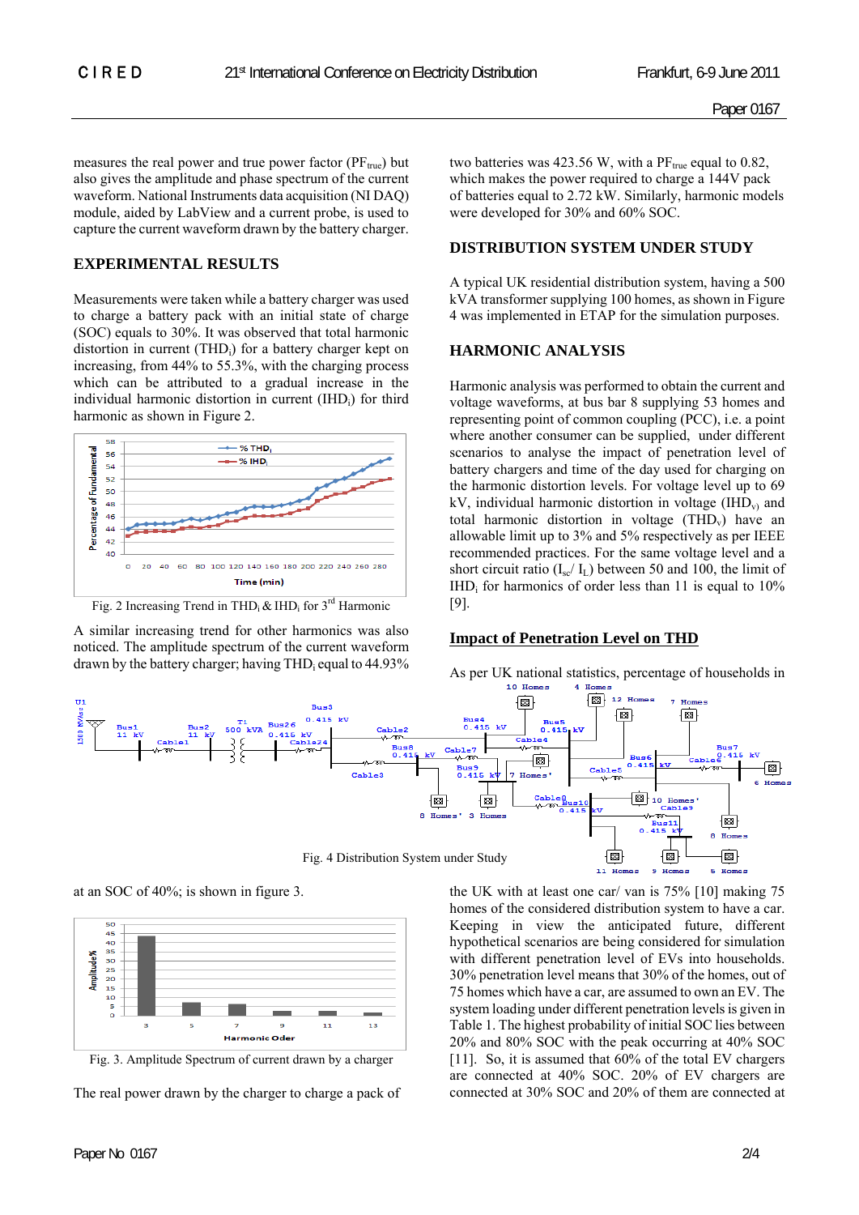measures the real power and true power factor ($PF_{true}$) but also gives the amplitude and phase spectrum of the current waveform. National Instruments data acquisition (NI DAQ) module, aided by LabView and a current probe, is used to capture the current waveform drawn by the battery charger.

## EXPERIMENTAL RESULTS

Measurements were taken while a battery charger was used to charge a battery pack with an initial state of charge (SOC) equals to 30%. It was observed that total harmonic distortion in current ($THD_i$) for a battery charger kept on increasing, from 44% to 55.3%, with the charging process which can be attributed to a gradual increase in the individual harmonic distortion in current ($IHD_i$) for third harmonic as shown in Figure 2.

Fig. 2 Increasing Trend in $THD_i$ & $IHD_i$ for 3[rd] Harmonic

A similar increasing trend for other harmonics was also noticed. The amplitude spectrum of the current waveform drawn by the battery charger; having $THD_i$ equal to 44.93% at an SOC of 40%; is shown in figure 3.

Fig. 3. Amplitude Spectrum of current drawn by a charger

The real power drawn by the charger to charge a pack of two batteries was 423.56 W, with a $PF_{true}$ equal to 0.82, which makes the power required to charge a 144V pack of batteries equal to 2.72 kW. Similarly, harmonic models were developed for 30% and 60% SOC.

## DISTRIBUTION SYSTEM UNDER STUDY

A typical UK residential distribution system, having a 500 kVA transformer supplying 100 homes, as shown in Figure 4 was implemented in ETAP for the simulation purposes.

Fig. 4 Distribution System under Study

## HARMONIC ANALYSIS

Harmonic analysis was performed to obtain the current and voltage waveforms, at bus bar 8 supplying 53 homes and representing point of common coupling (PCC), i.e. a point where another consumer can be supplied, under different scenarios to analyse the impact of penetration level of battery chargers and time of the day used for charging on the harmonic distortion levels. For voltage level up to 69 kV, individual harmonic distortion in voltage ($IHD_v$) and total harmonic distortion in voltage ($THD_v$) have an allowable limit up to 3% and 5% respectively as per IEEE recommended practices. For the same voltage level and a short circuit ratio ($I_{sc}$/ $I_L$) between 50 and 100, the limit of $IHD_i$ for harmonics of order less than 11 is equal to 10% [9].

### Impact of Penetration Level on THD

As per UK national statistics, percentage of households in the UK with at least one car/ van is 75% [10] making 75 homes of the considered distribution system to have a car. Keeping in view the anticipated future, different hypothetical scenarios are being considered for simulation with different penetration level of EVs into households. 30% penetration level means that 30% of the homes, out of 75 homes which have a car, are assumed to own an EV. The system loading under different penetration levels is given in Table 1. The highest probability of initial SOC lies between 20% and 80% SOC with the peak occurring at 40% SOC [11]. So, it is assumed that 60% of the total EV chargers are connected at 40% SOC. 20% of EV chargers are connected at 30% SOC and 20% of them are connected at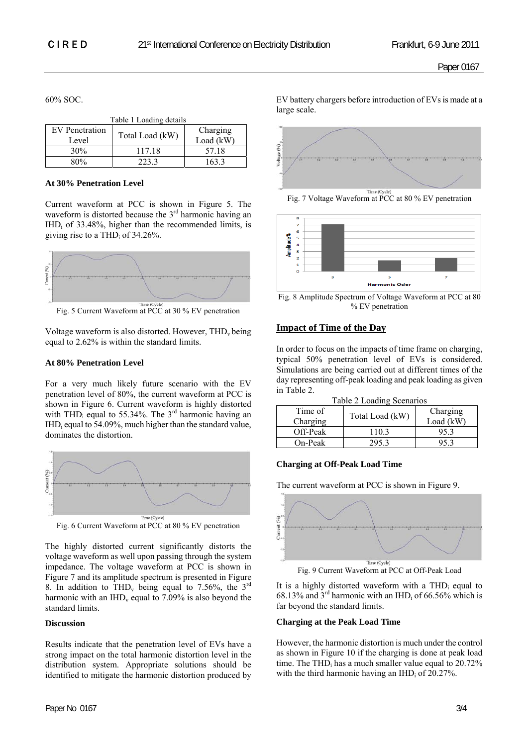60% SOC.

Table 1 Loading details

| EV Penetration Level | Total Load (kW) | Charging Load (kW) |
|---|---|---|
| 30% | 117.18 | 57.18 |
| 80% | 223.3 | 163.3 |

**At 30% Penetration Level**

Current waveform at PCC is shown in Figure 5. The waveform is distorted because the 3[rd] harmonic having an $IHD_i$ of 33.48%, higher than the recommended limits, is giving rise to a $THD_i$ of 34.26%.

Fig. 5 Current Waveform at PCC at 30 % EV penetration

Voltage waveform is also distorted. However, $THD_v$ being equal to 2.62% is within the standard limits.

**At 80% Penetration Level**

For a very much likely future scenario with the EV penetration level of 80%, the current waveform at PCC is shown in Figure 6. Current waveform is highly distorted with $THD_i$ equal to 55.34%. The 3[rd] harmonic having an $IHD_i$ equal to 54.09%, much higher than the standard value, dominates the distortion.

Fig. 6 Current Waveform at PCC at 80 % EV penetration

The highly distorted current significantly distorts the voltage waveform as well upon passing through the system impedance. The voltage waveform at PCC is shown in Figure 7 and its amplitude spectrum is presented in Figure 8. In addition to $THD_v$ being equal to 7.56%, the 3[rd] harmonic with an $IHD_v$ equal to 7.09% is also beyond the standard limits.

**Discussion**

Results indicate that the penetration level of EVs have a strong impact on the total harmonic distortion level in the distribution system. Appropriate solutions should be identified to mitigate the harmonic distortion produced by EV battery chargers before introduction of EVs is made at a large scale.

Fig. 7 Voltage Waveform at PCC at 80 % EV penetration

Fig. 8 Amplitude Spectrum of Voltage Waveform at PCC at 80 % EV penetration

## Impact of Time of the Day

In order to focus on the impacts of time frame on charging, typical 50% penetration level of EVs is considered. Simulations are being carried out at different times of the day representing off-peak loading and peak loading as given in Table 2.

Table 2 Loading Scenarios

| Time of Charging | Total Load (kW) | Charging Load (kW) |
|---|---|---|
| Off-Peak | 110.3 | 95.3 |
| On-Peak | 295.3 | 95.3 |

**Charging at Off-Peak Load Time**

The current waveform at PCC is shown in Figure 9.

Fig. 9 Current Waveform at PCC at Off-Peak Load

It is a highly distorted waveform with a $THD_i$ equal to 68.13% and 3[rd] harmonic with an $IHD_i$ of 66.56% which is far beyond the standard limits.

**Charging at the Peak Load Time**

However, the harmonic distortion is much under the control as shown in Figure 10 if the charging is done at peak load time. The $THD_i$ has a much smaller value equal to 20.72% with the third harmonic having an $IHD_i$ of 20.27%.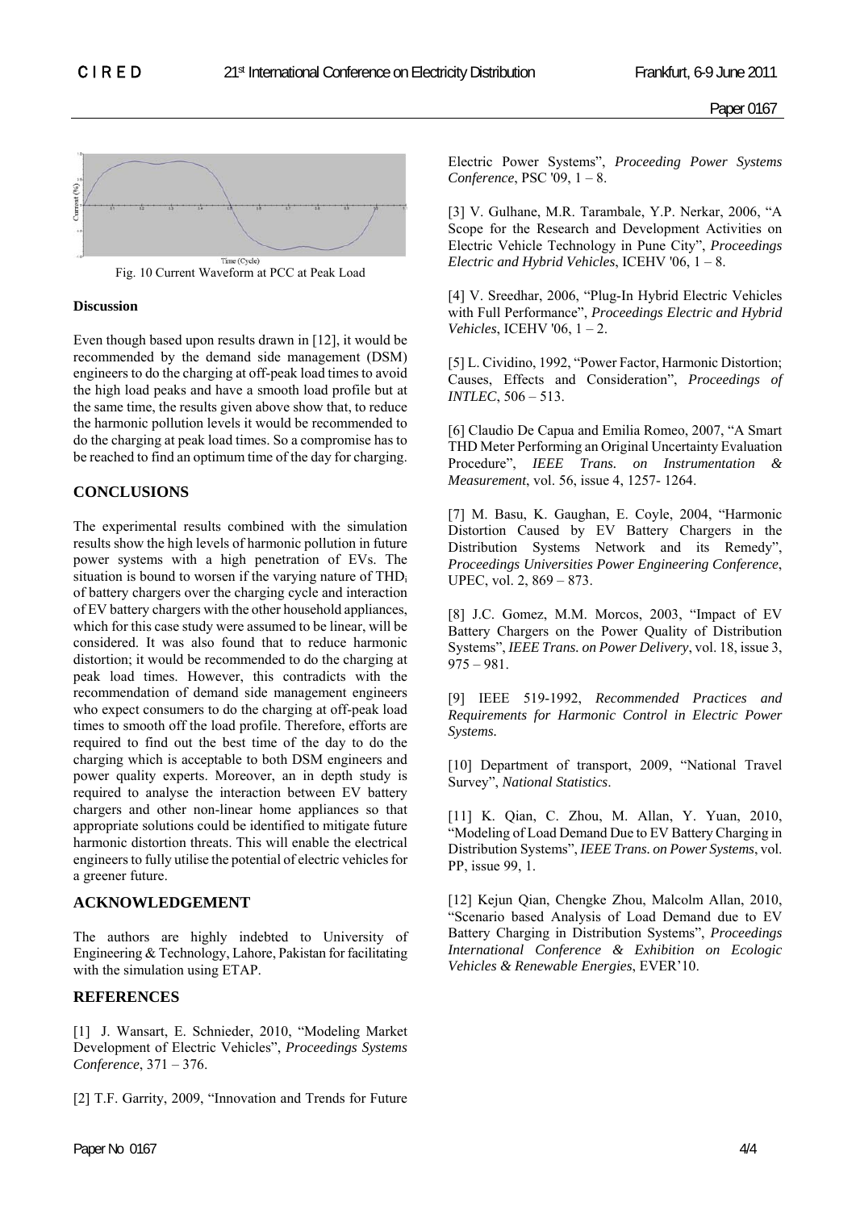Time (Cycle)

Current (%)

Fig. 10 Current Waveform at PCC at Peak Load

**Discussion**

Even though based upon results drawn in [12], it would be recommended by the demand side management (DSM) engineers to do the charging at off-peak load times to avoid the high load peaks and have a smooth load profile but at the same time, the results given above show that, to reduce the harmonic pollution levels it would be recommended to do the charging at peak load times. So a compromise has to be reached to find an optimum time of the day for charging.

## CONCLUSIONS

The experimental results combined with the simulation results show the high levels of harmonic pollution in future power systems with a high penetration of EVs. The situation is bound to worsen if the varying nature of $THD_i$ of battery chargers over the charging cycle and interaction of EV battery chargers with the other household appliances, which for this case study were assumed to be linear, will be considered. It was also found that to reduce harmonic distortion; it would be recommended to do the charging at peak load times. However, this contradicts with the recommendation of demand side management engineers who expect consumers to do the charging at off-peak load times to smooth off the load profile. Therefore, efforts are required to find out the best time of the day to do the charging which is acceptable to both DSM engineers and power quality experts. Moreover, an in depth study is required to analyse the interaction between EV battery chargers and other non-linear home appliances so that appropriate solutions could be identified to mitigate future harmonic distortion threats. This will enable the electrical engineers to fully utilise the potential of electric vehicles for a greener future.

## ACKNOWLEDGEMENT

The authors are highly indebted to University of Engineering & Technology, Lahore, Pakistan for facilitating with the simulation using ETAP.

## REFERENCES

[1] J. Wansart, E. Schnieder, 2010, "Modeling Market Development of Electric Vehicles", *Proceedings Systems Conference*, 371 – 376.

[2] T.F. Garrity, 2009, "Innovation and Trends for Future Electric Power Systems", *Proceeding Power Systems Conference*, PSC '09, 1 – 8.

[3] V. Gulhane, M.R. Tarambale, Y.P. Nerkar, 2006, "A Scope for the Research and Development Activities on Electric Vehicle Technology in Pune City", *Proceedings Electric and Hybrid Vehicles*, ICEHV '06, 1 – 8.

[4] V. Sreedhar, 2006, "Plug-In Hybrid Electric Vehicles with Full Performance", *Proceedings Electric and Hybrid Vehicles*, ICEHV '06, 1 – 2.

[5] L. Cividino, 1992, "Power Factor, Harmonic Distortion; Causes, Effects and Consideration", *Proceedings of INTLEC*, 506 – 513.

[6] Claudio De Capua and Emilia Romeo, 2007, "A Smart THD Meter Performing an Original Uncertainty Evaluation Procedure", *IEEE Trans. on Instrumentation & Measurement*, vol. 56, issue 4, 1257- 1264.

[7] M. Basu, K. Gaughan, E. Coyle, 2004, "Harmonic Distortion Caused by EV Battery Chargers in the Distribution Systems Network and its Remedy", *Proceedings Universities Power Engineering Conference*, UPEC, vol. 2, 869 – 873.

[8] J.C. Gomez, M.M. Morcos, 2003, "Impact of EV Battery Chargers on the Power Quality of Distribution Systems", *IEEE Trans. on Power Delivery*, vol. 18, issue 3, 975 – 981.

[9] IEEE 519-1992, *Recommended Practices and Requirements for Harmonic Control in Electric Power Systems.*

[10] Department of transport, 2009, "National Travel Survey", *National Statistics*.

[11] K. Qian, C. Zhou, M. Allan, Y. Yuan, 2010, "Modeling of Load Demand Due to EV Battery Charging in Distribution Systems", *IEEE Trans. on Power Systems*, vol. PP, issue 99, 1.

[12] Kejun Qian, Chengke Zhou, Malcolm Allan, 2010, "Scenario based Analysis of Load Demand due to EV Battery Charging in Distribution Systems", *Proceedings International Conference & Exhibition on Ecologic Vehicles & Renewable Energies*, EVER'10.